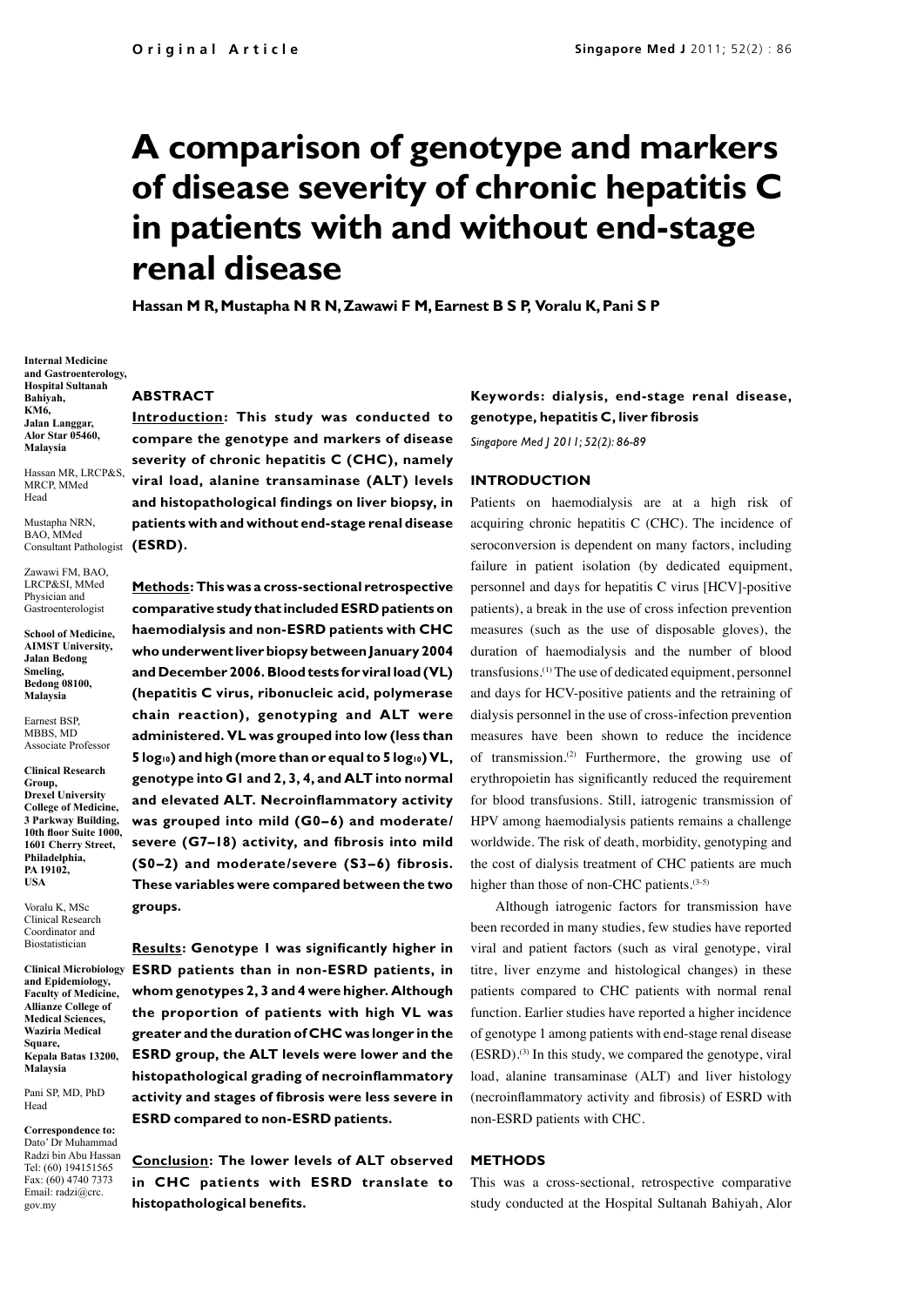Original Article

# A comparison of genotype and markers of disease severity of chronic hepatitis C in patients with and without end-stage renal disease

**Hassan M R, Mustapha N R N, Zawawi F M, Earnest B S P, Voralu K, Pani S P**

**Internal Medicine and Gastroenterology, Hospital Sultanah Bahiyah, KM6, Jalan Langgar, Alor Star 05460, Malaysia**

Hassan MR, LRCP&S, MRCP, MMed
Head

Mustapha NRN, BAO, MMed
Consultant Pathologist

Zawawi FM, BAO, LRCP&SI, MMed
Physician and Gastroenterologist

**School of Medicine, AIMST University, Jalan Bedong Semeling, Bedong 08100, Malaysia**

Earnest BSP, MBBS, MD
Associate Professor

**Clinical Research Group, Drexel University College of Medicine, 3 Parkway Building, 10th floor Suite 1000, 1601 Cherry Street, Philadelphia, PA 19102, USA**

Voralu K, MSc
Clinical Research Coordinator and Biostatistician

**Clinical Microbiology and Epidemiology, Faculty of Medicine, Allianze College of Medical Sciences, Waziria Medical Square, Kepala Batas 13200, Malaysia**

Pani SP, MD, PhD
Head

**Correspondence to:**
Dato' Dr Muhammad Radzi bin Abu Hassan
Tel: (60) 194151565
Fax: (60) 4740 7373
Email: radzi@crc.gov.my

## ABSTRACT

**Introduction: This study was conducted to compare the genotype and markers of disease severity of chronic hepatitis C (CHC), namely viral load, alanine transaminase (ALT) levels and histopathological findings on liver biopsy, in patients with and without end-stage renal disease (ESRD).**

**Methods: This was a cross-sectional retrospective comparative study that included ESRD patients on haemodialysis and non-ESRD patients with CHC who underwent liver biopsy between January 2004 and December 2006. Blood tests for viral load (VL) (hepatitis C virus, ribonucleic acid, polymerase chain reaction), genotyping and ALT were administered. VL was grouped into low (less than 5 $\log_{10}$) and high (more than or equal to 5 $\log_{10}$) VL, genotype into G1 and 2, 3, 4, and ALT into normal and elevated ALT. Necroinflammatory activity was grouped into mild (G0–6) and moderate/severe (G7–18) activity, and fibrosis into mild (S0–2) and moderate/severe (S3–6) fibrosis. These variables were compared between the two groups.**

**Results: Genotype 1 was significantly higher in ESRD patients than in non-ESRD patients, in whom genotypes 2, 3 and 4 were higher. Although the proportion of patients with high VL was greater and the duration of CHC was longer in the ESRD group, the ALT levels were lower and the histopathological grading of necroinflammatory activity and stages of fibrosis were less severe in ESRD compared to non-ESRD patients.**

**Conclusion: The lower levels of ALT observed in CHC patients with ESRD translate to histopathological benefits.**

**Keywords: dialysis, end-stage renal disease, genotype, hepatitis C, liver fibrosis**

*Singapore Med J 2011; 52(2): 86-89*

## INTRODUCTION

Patients on haemodialysis are at a high risk of acquiring chronic hepatitis C (CHC). The incidence of seroconversion is dependent on many factors, including failure in patient isolation (by dedicated equipment, personnel and days for hepatitis C virus [HCV]-positive patients), a break in the use of cross infection prevention measures (such as the use of disposable gloves), the duration of haemodialysis and the number of blood transfusions.[1] The use of dedicated equipment, personnel and days for HCV-positive patients and the retraining of dialysis personnel in the use of cross-infection prevention measures have been shown to reduce the incidence of transmission.[2] Furthermore, the growing use of erythropoietin has significantly reduced the requirement for blood transfusions. Still, iatrogenic transmission of HPV among haemodialysis patients remains a challenge worldwide. The risk of death, morbidity, genotyping and the cost of dialysis treatment of CHC patients are much higher than those of non-CHC patients.[3-5]

Although iatrogenic factors for transmission have been recorded in many studies, few studies have reported viral and patient factors (such as viral genotype, viral titre, liver enzyme and histological changes) in these patients compared to CHC patients with normal renal function. Earlier studies have reported a higher incidence of genotype 1 among patients with end-stage renal disease (ESRD).[3] In this study, we compared the genotype, viral load, alanine transaminase (ALT) and liver histology (necroinflammatory activity and fibrosis) of ESRD with non-ESRD patients with CHC.

## METHODS

This was a cross-sectional, retrospective comparative study conducted at the Hospital Sultanah Bahiyah, Alor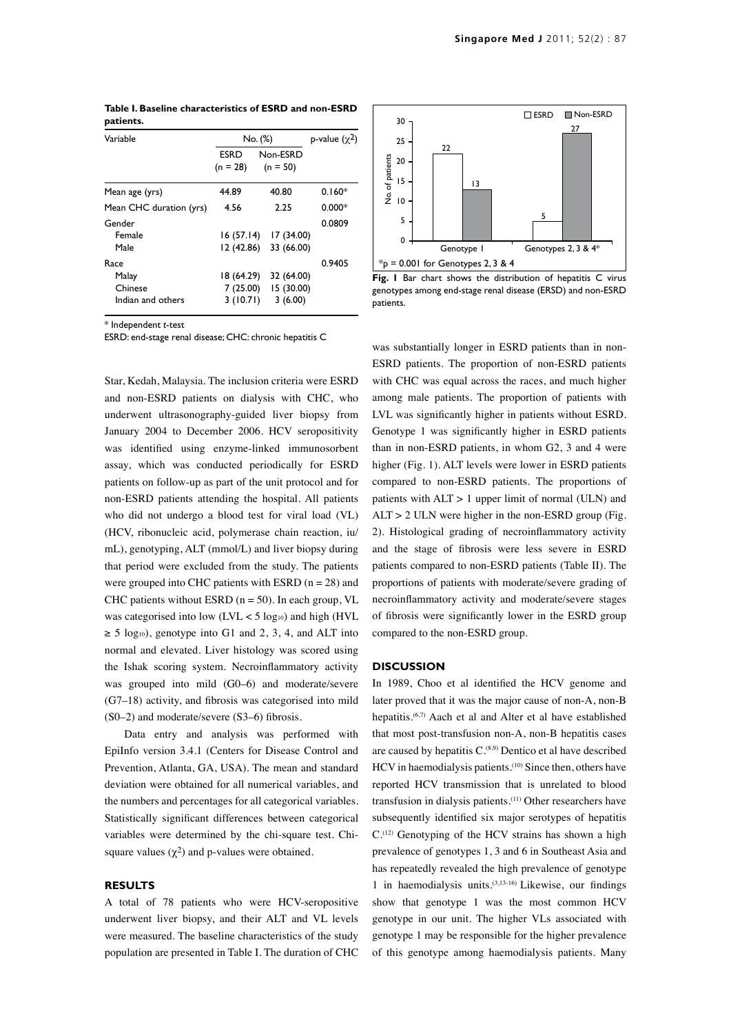**Table I. Baseline characteristics of ESRD and non-ESRD patients.**

| Variable | No. (%) | | p-value ($\chi^2$) |
|---|---|---|---|
| | ESRD (n = 28) | Non-ESRD (n = 50) | |
| Mean age (yrs) | 44.89 | 40.80 | 0.160* |
| Mean CHC duration (yrs) | 4.56 | 2.25 | 0.000* |
| Gender | | | 0.0809 |
| Female | 16 (57.14) | 17 (34.00) | |
| Male | 12 (42.86) | 33 (66.00) | |
| Race | | | 0.9405 |
| Malay | 18 (64.29) | 32 (64.00) | |
| Chinese | 7 (25.00) | 15 (30.00) | |
| Indian and others | 3 (10.71) | 3 (6.00) | |

\* Independent *t*-test

ESRD: end-stage renal disease; CHC: chronic hepatitis C

Star, Kedah, Malaysia. The inclusion criteria were ESRD and non-ESRD patients on dialysis with CHC, who underwent ultrasonography-guided liver biopsy from January 2004 to December 2006. HCV seropositivity was identified using enzyme-linked immunosorbent assay, which was conducted periodically for ESRD patients on follow-up as part of the unit protocol and for non-ESRD patients attending the hospital. All patients who did not undergo a blood test for viral load (VL) (HCV, ribonucleic acid, polymerase chain reaction, iu/mL), genotyping, ALT (mmol/L) and liver biopsy during that period were excluded from the study. The patients were grouped into CHC patients with ESRD (n = 28) and CHC patients without ESRD (n = 50). In each group, VL was categorised into low (LVL < 5 $\log_{10}$) and high (HVL ≥ 5 $\log_{10}$), genotype into G1 and 2, 3, 4, and ALT into normal and elevated. Liver histology was scored using the Ishak scoring system. Necroinflammatory activity was grouped into mild (G0–6) and moderate/severe (G7–18) activity, and fibrosis was categorised into mild (S0–2) and moderate/severe (S3–6) fibrosis.

Data entry and analysis was performed with EpiInfo version 3.4.1 (Centers for Disease Control and Prevention, Atlanta, GA, USA). The mean and standard deviation were obtained for all numerical variables, and the numbers and percentages for all categorical variables. Statistically significant differences between categorical variables were determined by the chi-square test. Chi-square values ($\chi^2$) and p-values were obtained.

## RESULTS

A total of 78 patients who were HCV-seropositive underwent liver biopsy, and their ALT and VL levels were measured. The baseline characteristics of the study population are presented in Table I. The duration of CHC was substantially longer in ESRD patients than in non-ESRD patients. The proportion of non-ESRD patients with CHC was equal across the races, and much higher among male patients. The proportion of patients with LVL was significantly higher in patients without ESRD. Genotype 1 was significantly higher in ESRD patients than in non-ESRD patients, in whom G2, 3 and 4 were higher (Fig. 1). ALT levels were lower in ESRD patients compared to non-ESRD patients. The proportions of patients with ALT > 1 upper limit of normal (ULN) and ALT > 2 ULN were higher in the non-ESRD group (Fig. 2). Histological grading of necroinflammatory activity and the stage of fibrosis were less severe in ESRD patients compared to non-ESRD patients (Table II). The proportions of patients with moderate/severe grading of necroinflammatory activity and moderate/severe stages of fibrosis were significantly lower in the ESRD group compared to the non-ESRD group.

ESRD
Non-ESRD
No. of patients
30
25
20
15
10
5
0
22
13
5
27
Genotype 1
Genotypes 2, 3 & 4*
*p = 0.001 for Genotypes 2, 3 & 4

**Fig. 1** Bar chart shows the distribution of hepatitis C virus genotypes among end-stage renal disease (ERSD) and non-ESRD patients.

## DISCUSSION

In 1989, Choo et al identified the HCV genome and later proved that it was the major cause of non-A, non-B hepatitis.[6,7] Aach et al and Alter et al have established that most post-transfusion non-A, non-B hepatitis cases are caused by hepatitis C.[8,9] Dentico et al have described HCV in haemodialysis patients.[10] Since then, others have reported HCV transmission that is unrelated to blood transfusion in dialysis patients.[11] Other researchers have subsequently identified six major serotypes of hepatitis C.[12] Genotyping of the HCV strains has shown a high prevalence of genotypes 1, 3 and 6 in Southeast Asia and has repeatedly revealed the high prevalence of genotype 1 in haemodialysis units.[3,13-16] Likewise, our findings show that genotype 1 was the most common HCV genotype in our unit. The higher VLs associated with genotype 1 may be responsible for the higher prevalence of this genotype among haemodialysis patients. Many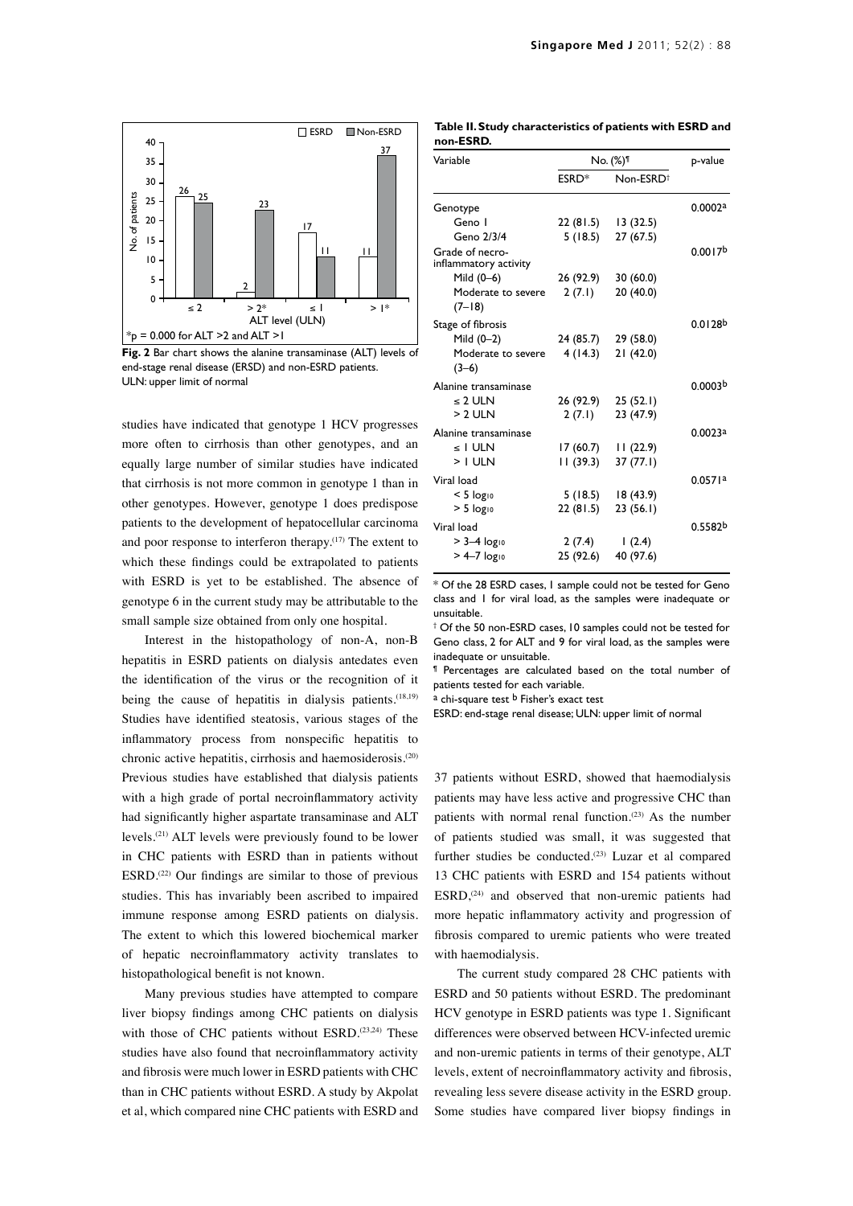□ ESRD ■ Non-ESRD

40
35
30
25
20
15
10
5
0

No. of patients

26 25
2 23
17 11
11 37

≤ 2
> 2*
≤ 1
> 1*

ALT level (ULN)

*p = 0.000 for ALT >2 and ALT >1

**Fig. 2** Bar chart shows the alanine transaminase (ALT) levels of end-stage renal disease (ERSD) and non-ESRD patients. ULN: upper limit of normal

studies have indicated that genotype 1 HCV progresses more often to cirrhosis than other genotypes, and an equally large number of similar studies have indicated that cirrhosis is not more common in genotype 1 than in other genotypes. However, genotype 1 does predispose patients to the development of hepatocellular carcinoma and poor response to interferon therapy.[17] The extent to which these findings could be extrapolated to patients with ESRD is yet to be established. The absence of genotype 6 in the current study may be attributable to the small sample size obtained from only one hospital.

Interest in the histopathology of non-A, non-B hepatitis in ESRD patients on dialysis antedates even the identification of the virus or the recognition of it being the cause of hepatitis in dialysis patients.[18,19] Studies have identified steatosis, various stages of the inflammatory process from nonspecific hepatitis to chronic active hepatitis, cirrhosis and haemosiderosis.[20] Previous studies have established that dialysis patients with a high grade of portal necroinflammatory activity had significantly higher aspartate transaminase and ALT levels.[21] ALT levels were previously found to be lower in CHC patients with ESRD than in patients without ESRD.[22] Our findings are similar to those of previous studies. This has invariably been ascribed to impaired immune response among ESRD patients on dialysis. The extent to which this lowered biochemical marker of hepatic necroinflammatory activity translates to histopathological benefit is not known.

Many previous studies have attempted to compare liver biopsy findings among CHC patients on dialysis with those of CHC patients without ESRD.[23,24] These studies have also found that necroinflammatory activity and fibrosis were much lower in ESRD patients with CHC than in CHC patients without ESRD. A study by Akpolat et al, which compared nine CHC patients with ESRD and 37 patients without ESRD, showed that haemodialysis patients may have less active and progressive CHC than patients with normal renal function.[23] As the number of patients studied was small, it was suggested that further studies be conducted.[23] Luzar et al compared 13 CHC patients with ESRD and 154 patients without ESRD,[24] and observed that non-uremic patients had more hepatic inflammatory activity and progression of fibrosis compared to uremic patients who were treated with haemodialysis.

The current study compared 28 CHC patients with ESRD and 50 patients without ESRD. The predominant HCV genotype in ESRD patients was type 1. Significant differences were observed between HCV-infected uremic and non-uremic patients in terms of their genotype, ALT levels, extent of necroinflammatory activity and fibrosis, revealing less severe disease activity in the ESRD group. Some studies have compared liver biopsy findings in

**Table II. Study characteristics of patients with ESRD and non-ESRD.**

| Variable | No. (%)[¶] | | p-value |
|---|---|---|---|
| | ESRD* | Non-ESRD[†] | |
| Genotype | | | 0.0002[a] |
| Geno 1 | 22 (81.5) | 13 (32.5) | |
| Geno 2/3/4 | 5 (18.5) | 27 (67.5) | |
| Grade of necro-inflammatory activity | | | 0.0017[b] |
| Mild (0–6) | 26 (92.9) | 30 (60.0) | |
| Moderate to severe (7–18) | 2 (7.1) | 20 (40.0) | |
| Stage of fibrosis | | | 0.0128[b] |
| Mild (0–2) | 24 (85.7) | 29 (58.0) | |
| Moderate to severe (3–6) | 4 (14.3) | 21 (42.0) | |
| Alanine transaminase | | | 0.0003[b] |
| ≤ 2 ULN | 26 (92.9) | 25 (52.1) | |
| > 2 ULN | 2 (7.1) | 23 (47.9) | |
| Alanine transaminase | | | 0.0023[a] |
| ≤ 1 ULN | 17 (60.7) | 11 (22.9) | |
| > 1 ULN | 11 (39.3) | 37 (77.1) | |
| Viral load | | | 0.0571[a] |
| < 5 $log_{10}$ | 5 (18.5) | 18 (43.9) | |
| > 5 $log_{10}$ | 22 (81.5) | 23 (56.1) | |
| Viral load | | | 0.5582[b] |
| > 3–4 $log_{10}$ | 2 (7.4) | 1 (2.4) | |
| > 4–7 $log_{10}$ | 25 (92.6) | 40 (97.6) | |

\* Of the 28 ESRD cases, 1 sample could not be tested for Geno class and 1 for viral load, as the samples were inadequate or unsuitable.

† Of the 50 non-ESRD cases, 10 samples could not be tested for Geno class, 2 for ALT and 9 for viral load, as the samples were inadequate or unsuitable.

¶ Percentages are calculated based on the total number of patients tested for each variable.

a chi-square test b Fisher's exact test

ESRD: end-stage renal disease; ULN: upper limit of normal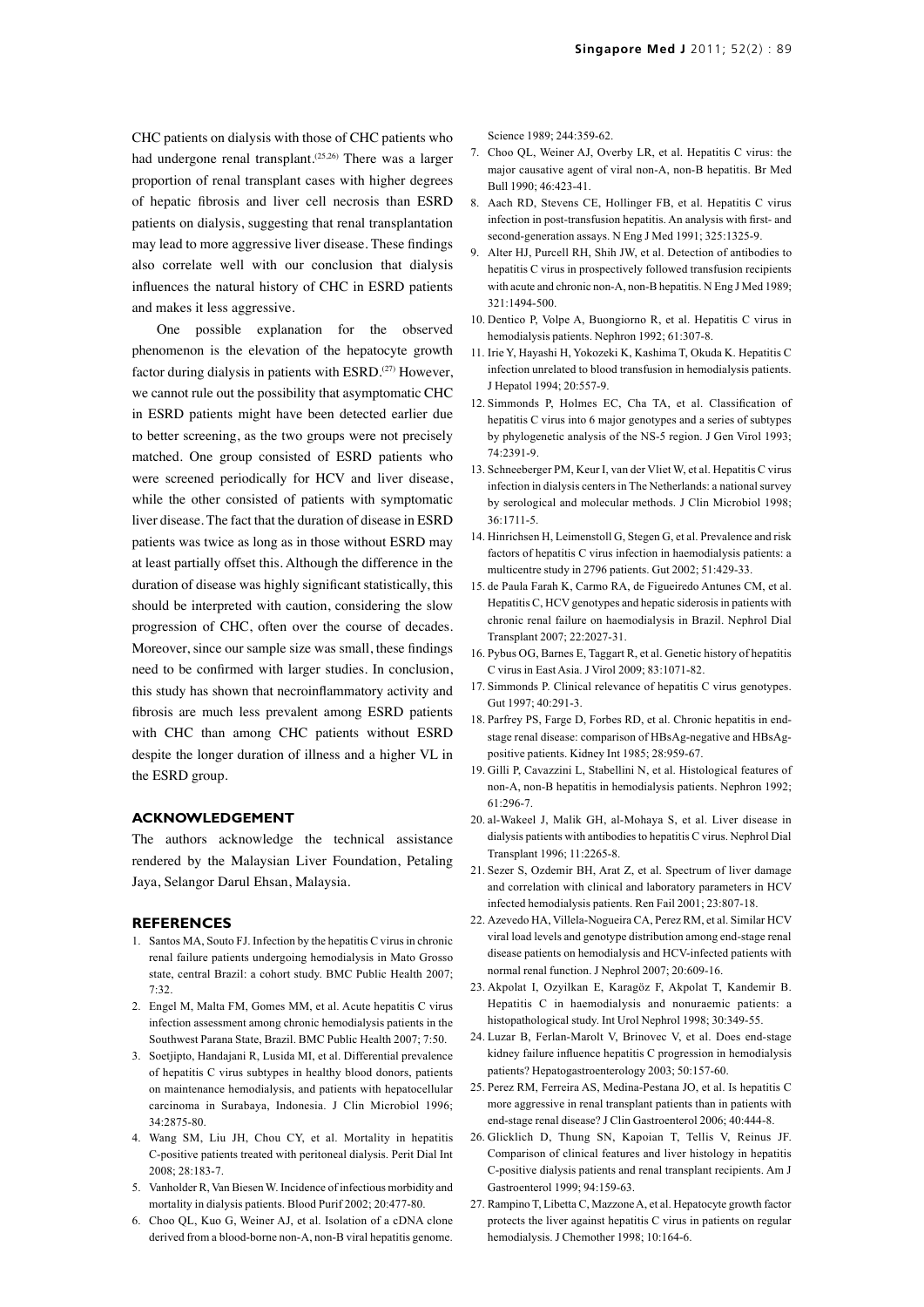CHC patients on dialysis with those of CHC patients who had undergone renal transplant.[25,26] There was a larger proportion of renal transplant cases with higher degrees of hepatic fibrosis and liver cell necrosis than ESRD patients on dialysis, suggesting that renal transplantation may lead to more aggressive liver disease. These findings also correlate well with our conclusion that dialysis influences the natural history of CHC in ESRD patients and makes it less aggressive.

One possible explanation for the observed phenomenon is the elevation of the hepatocyte growth factor during dialysis in patients with ESRD.[27] However, we cannot rule out the possibility that asymptomatic CHC in ESRD patients might have been detected earlier due to better screening, as the two groups were not precisely matched. One group consisted of ESRD patients who were screened periodically for HCV and liver disease, while the other consisted of patients with symptomatic liver disease. The fact that the duration of disease in ESRD patients was twice as long as in those without ESRD may at least partially offset this. Although the difference in the duration of disease was highly significant statistically, this should be interpreted with caution, considering the slow progression of CHC, often over the course of decades. Moreover, since our sample size was small, these findings need to be confirmed with larger studies. In conclusion, this study has shown that necroinflammatory activity and fibrosis are much less prevalent among ESRD patients with CHC than among CHC patients without ESRD despite the longer duration of illness and a higher VL in the ESRD group.

## ACKNOWLEDGEMENT

The authors acknowledge the technical assistance rendered by the Malaysian Liver Foundation, Petaling Jaya, Selangor Darul Ehsan, Malaysia.

## REFERENCES

1. Santos MA, Souto FJ. Infection by the hepatitis C virus in chronic renal failure patients undergoing hemodialysis in Mato Grosso state, central Brazil: a cohort study. BMC Public Health 2007; 7:32.
2. Engel M, Malta FM, Gomes MM, et al. Acute hepatitis C virus infection assessment among chronic hemodialysis patients in the Southwest Parana State, Brazil. BMC Public Health 2007; 7:50.
3. Soetjipto, Handajani R, Lusida MI, et al. Differential prevalence of hepatitis C virus subtypes in healthy blood donors, patients on maintenance hemodialysis, and patients with hepatocellular carcinoma in Surabaya, Indonesia. J Clin Microbiol 1996; 34:2875-80.
4. Wang SM, Liu JH, Chou CY, et al. Mortality in hepatitis C-positive patients treated with peritoneal dialysis. Perit Dial Int 2008; 28:183-7.
5. Vanholder R, Van Biesen W. Incidence of infectious morbidity and mortality in dialysis patients. Blood Purif 2002; 20:477-80.
6. Choo QL, Kuo G, Weiner AJ, et al. Isolation of a cDNA clone derived from a blood-borne non-A, non-B viral hepatitis genome. Science 1989; 244:359-62.
7. Choo QL, Weiner AJ, Overby LR, et al. Hepatitis C virus: the major causative agent of viral non-A, non-B hepatitis. Br Med Bull 1990; 46:423-41.
8. Aach RD, Stevens CE, Hollinger FB, et al. Hepatitis C virus infection in post-transfusion hepatitis. An analysis with first- and second-generation assays. N Eng J Med 1991; 325:1325-9.
9. Alter HJ, Purcell RH, Shih JW, et al. Detection of antibodies to hepatitis C virus in prospectively followed transfusion recipients with acute and chronic non-A, non-B hepatitis. N Eng J Med 1989; 321:1494-500.
10. Dentico P, Volpe A, Buongiorno R, et al. Hepatitis C virus in hemodialysis patients. Nephron 1992; 61:307-8.
11. Irie Y, Hayashi H, Yokozeki K, Kashima T, Okuda K. Hepatitis C infection unrelated to blood transfusion in hemodialysis patients. J Hepatol 1994; 20:557-9.
12. Simmonds P, Holmes EC, Cha TA, et al. Classification of hepatitis C virus into 6 major genotypes and a series of subtypes by phylogenetic analysis of the NS-5 region. J Gen Virol 1993; 74:2391-9.
13. Schneeberger PM, Keur I, van der Vliet W, et al. Hepatitis C virus infection in dialysis centers in The Netherlands: a national survey by serological and molecular methods. J Clin Microbiol 1998; 36:1711-5.
14. Hinrichsen H, Leimenstoll G, Stegen G, et al. Prevalence and risk factors of hepatitis C virus infection in haemodialysis patients: a multicentre study in 2796 patients. Gut 2002; 51:429-33.
15. de Paula Farah K, Carmo RA, de Figueiredo Antunes CM, et al. Hepatitis C, HCV genotypes and hepatic siderosis in patients with chronic renal failure on haemodialysis in Brazil. Nephrol Dial Transplant 2007; 22:2027-31.
16. Pybus OG, Barnes E, Taggart R, et al. Genetic history of hepatitis C virus in East Asia. J Virol 2009; 83:1071-82.
17. Simmonds P. Clinical relevance of hepatitis C virus genotypes. Gut 1997; 40:291-3.
18. Parfrey PS, Farge D, Forbes RD, et al. Chronic hepatitis in end-stage renal disease: comparison of HBsAg-negative and HBsAg-positive patients. Kidney Int 1985; 28:959-67.
19. Gilli P, Cavazzini L, Stabellini N, et al. Histological features of non-A, non-B hepatitis in hemodialysis patients. Nephron 1992; 61:296-7.
20. al-Wakeel J, Malik GH, al-Mohaya S, et al. Liver disease in dialysis patients with antibodies to hepatitis C virus. Nephrol Dial Transplant 1996; 11:2265-8.
21. Sezer S, Ozdemir BH, Arat Z, et al. Spectrum of liver damage and correlation with clinical and laboratory parameters in HCV infected hemodialysis patients. Ren Fail 2001; 23:807-18.
22. Azevedo HA, Villela-Nogueira CA, Perez RM, et al. Similar HCV viral load levels and genotype distribution among end-stage renal disease patients on hemodialysis and HCV-infected patients with normal renal function. J Nephrol 2007; 20:609-16.
23. Akpolat I, Ozyilkan E, Karagöz F, Akpolat T, Kandemir B. Hepatitis C in haemodialysis and nonuraemic patients: a histopathological study. Int Urol Nephrol 1998; 30:349-55.
24. Luzar B, Ferlan-Marolt V, Brinovec V, et al. Does end-stage kidney failure influence hepatitis C progression in hemodialysis patients? Hepatogastroenterology 2003; 50:157-60.
25. Perez RM, Ferreira AS, Medina-Pestana JO, et al. Is hepatitis C more aggressive in renal transplant patients than in patients with end-stage renal disease? J Clin Gastroenterol 2006; 40:444-8.
26. Glicklich D, Thung SN, Kapoian T, Tellis V, Reinus JF. Comparison of clinical features and liver histology in hepatitis C-positive dialysis patients and renal transplant recipients. Am J Gastroenterol 1999; 94:159-63.
27. Rampino T, Libetta C, Mazzone A, et al. Hepatocyte growth factor protects the liver against hepatitis C virus in patients on regular hemodialysis. J Chemother 1998; 10:164-6.